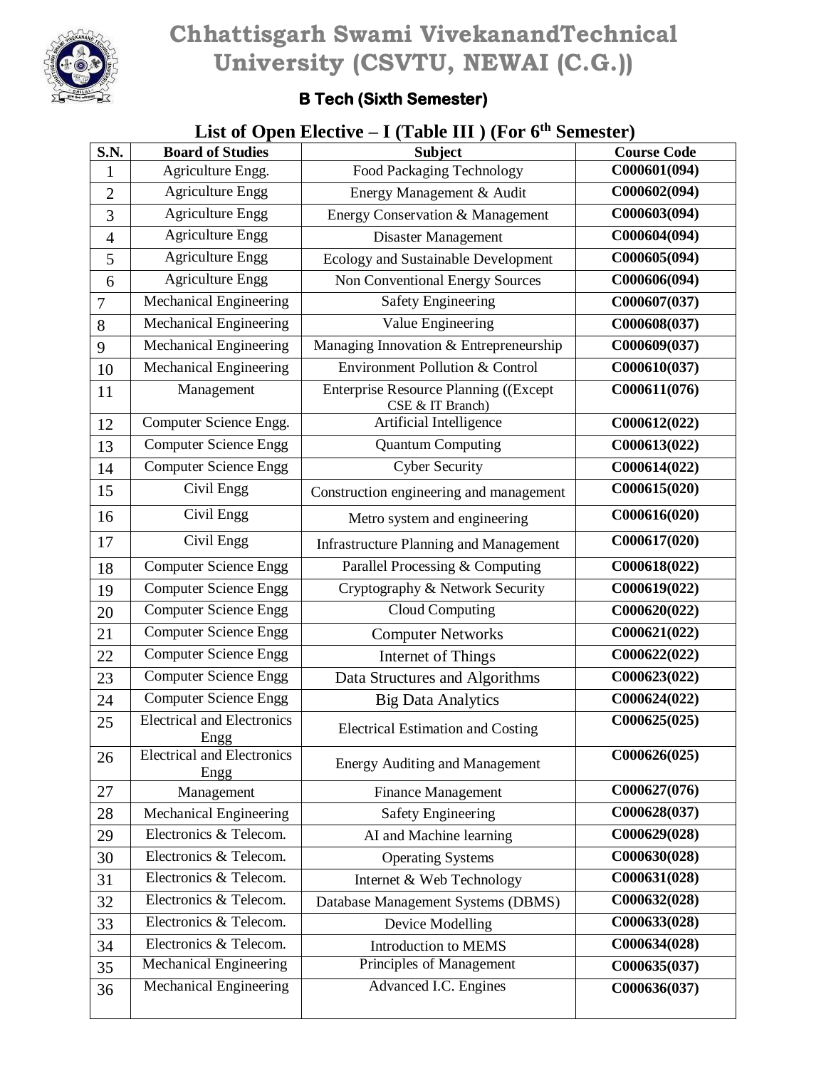# Chhattisgarh Swami VivekanandTechnical University (CSVTU, NEWAI (C.G.))

## B Tech (Sixth Semester)

## List of Open Elective – I (Table III ) (For 6th Semester)

| S.N. | Board of Studies | Subject | Course Code |
|---|---|---|---|
| 1 | Agriculture Engg. | Food Packaging Technology | C000601(094) |
| 2 | Agriculture Engg | Energy Management & Audit | C000602(094) |
| 3 | Agriculture Engg | Energy Conservation & Management | C000603(094) |
| 4 | Agriculture Engg | Disaster Management | C000604(094) |
| 5 | Agriculture Engg | Ecology and Sustainable Development | C000605(094) |
| 6 | Agriculture Engg | Non Conventional Energy Sources | C000606(094) |
| 7 | Mechanical Engineering | Safety Engineering | C000607(037) |
| 8 | Mechanical Engineering | Value Engineering | C000608(037) |
| 9 | Mechanical Engineering | Managing Innovation & Entrepreneurship | C000609(037) |
| 10 | Mechanical Engineering | Environment Pollution & Control | C000610(037) |
| 11 | Management | Enterprise Resource Planning ((Except CSE & IT Branch) | C000611(076) |
| 12 | Computer Science Engg. | Artificial Intelligence | C000612(022) |
| 13 | Computer Science Engg | Quantum Computing | C000613(022) |
| 14 | Computer Science Engg | Cyber Security | C000614(022) |
| 15 | Civil Engg | Construction engineering and management | C000615(020) |
| 16 | Civil Engg | Metro system and engineering | C000616(020) |
| 17 | Civil Engg | Infrastructure Planning and Management | C000617(020) |
| 18 | Computer Science Engg | Parallel Processing & Computing | C000618(022) |
| 19 | Computer Science Engg | Cryptography & Network Security | C000619(022) |
| 20 | Computer Science Engg | Cloud Computing | C000620(022) |
| 21 | Computer Science Engg | Computer Networks | C000621(022) |
| 22 | Computer Science Engg | Internet of Things | C000622(022) |
| 23 | Computer Science Engg | Data Structures and Algorithms | C000623(022) |
| 24 | Computer Science Engg | Big Data Analytics | C000624(022) |
| 25 | Electrical and Electronics Engg | Electrical Estimation and Costing | C000625(025) |
| 26 | Electrical and Electronics Engg | Energy Auditing and Management | C000626(025) |
| 27 | Management | Finance Management | C000627(076) |
| 28 | Mechanical Engineering | Safety Engineering | C000628(037) |
| 29 | Electronics & Telecom. | AI and Machine learning | C000629(028) |
| 30 | Electronics & Telecom. | Operating Systems | C000630(028) |
| 31 | Electronics & Telecom. | Internet & Web Technology | C000631(028) |
| 32 | Electronics & Telecom. | Database Management Systems (DBMS) | C000632(028) |
| 33 | Electronics & Telecom. | Device Modelling | C000633(028) |
| 34 | Electronics & Telecom. | Introduction to MEMS | C000634(028) |
| 35 | Mechanical Engineering | Principles of Management | C000635(037) |
| 36 | Mechanical Engineering | Advanced I.C. Engines | C000636(037) |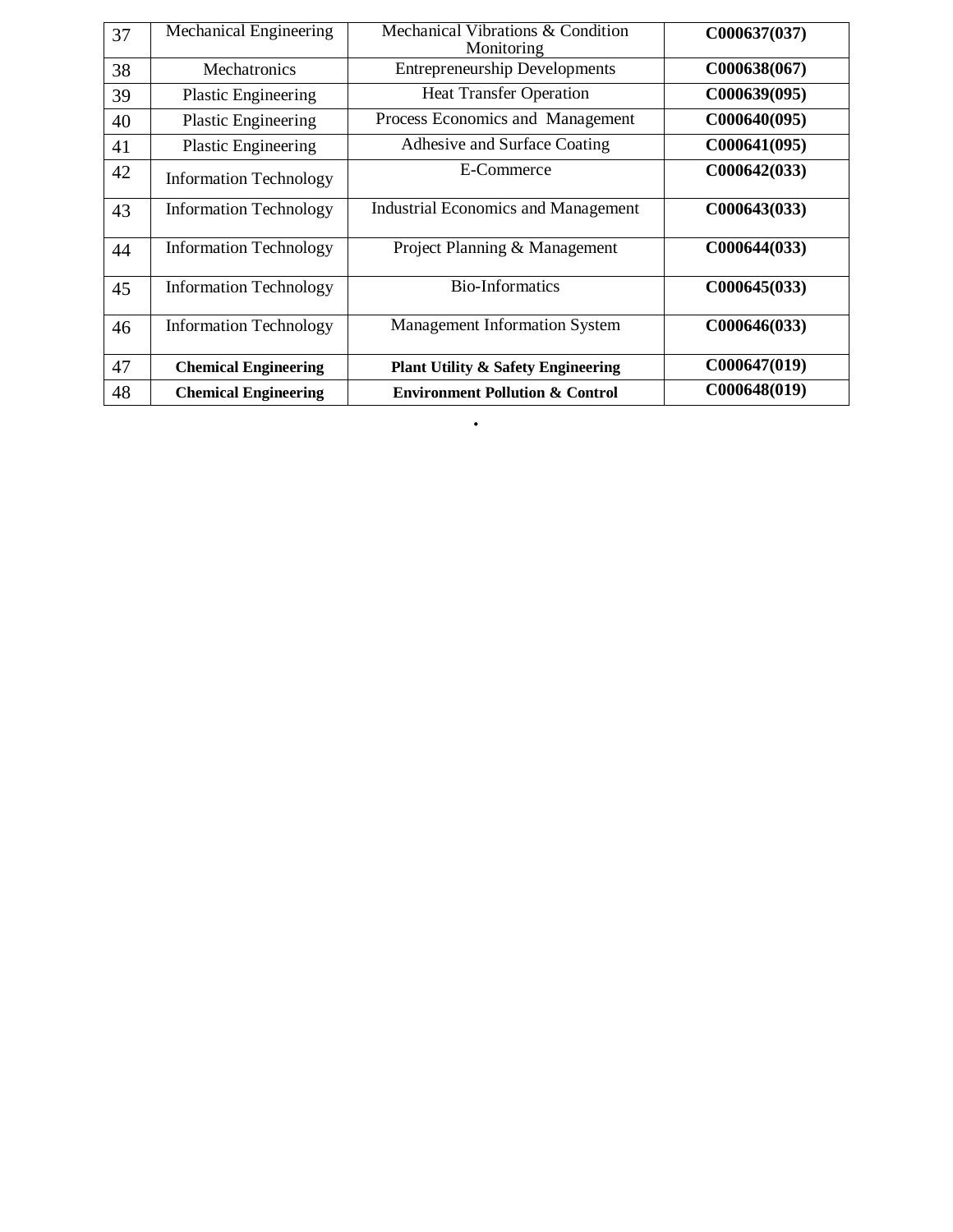| | | | |
|---|---|---|---|
| 37 | Mechanical Engineering | Mechanical Vibrations & Condition Monitoring | **C000637(037)** |
| 38 | Mechatronics | Entrepreneurship Developments | **C000638(067)** |
| 39 | Plastic Engineering | Heat Transfer Operation | **C000639(095)** |
| 40 | Plastic Engineering | Process Economics and Management | **C000640(095)** |
| 41 | Plastic Engineering | Adhesive and Surface Coating | **C000641(095)** |
| 42 | Information Technology | E-Commerce | **C000642(033)** |
| 43 | Information Technology | Industrial Economics and Management | **C000643(033)** |
| 44 | Information Technology | Project Planning & Management | **C000644(033)** |
| 45 | Information Technology | Bio-Informatics | **C000645(033)** |
| 46 | Information Technology | Management Information System | **C000646(033)** |
| 47 | **Chemical Engineering** | **Plant Utility & Safety Engineering** | **C000647(019)** |
| 48 | **Chemical Engineering** | **Environment Pollution & Control** | **C000648(019)** |